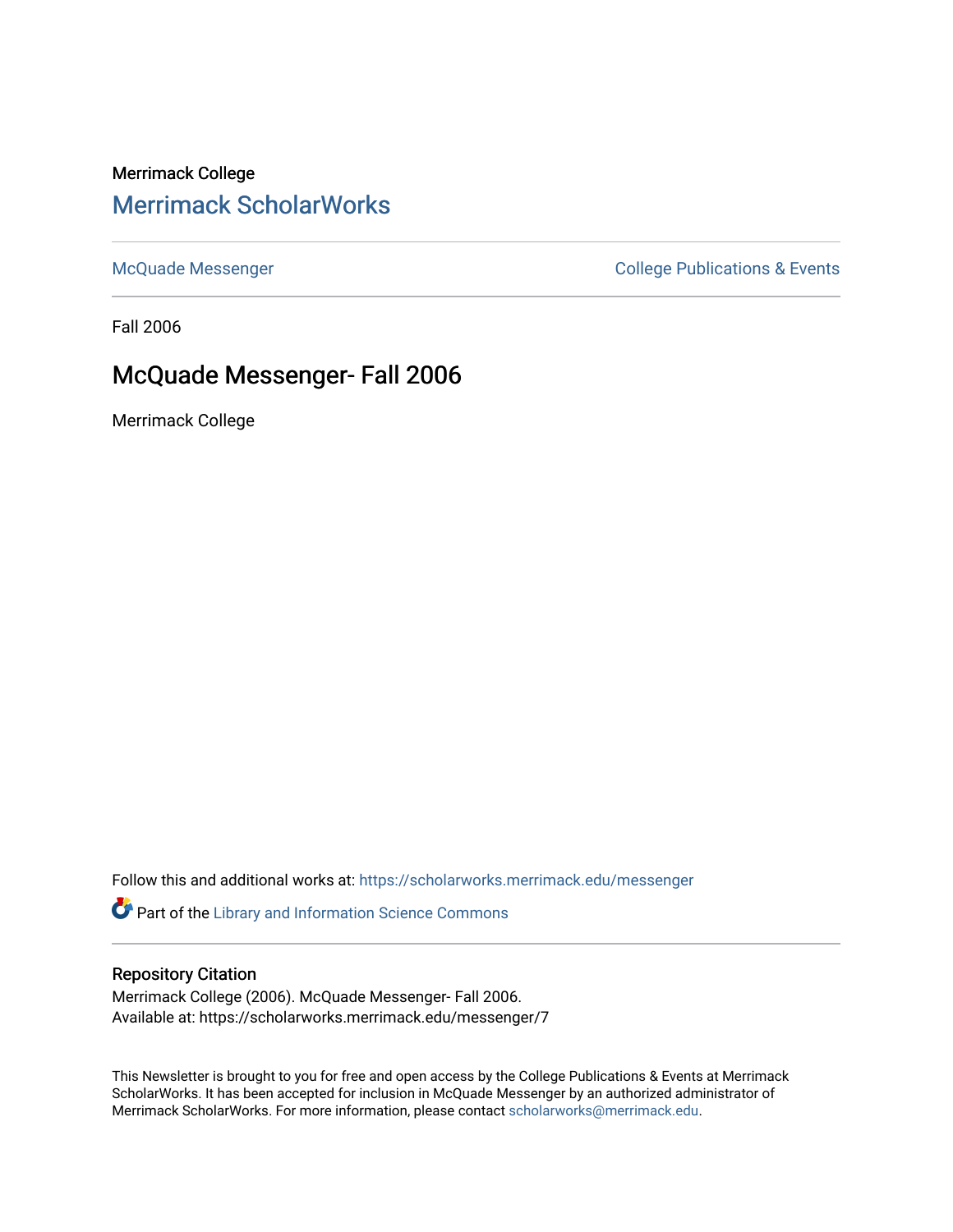Merrimack College

# Merrimack ScholarWorks

McQuade Messenger

College Publications & Events

Fall 2006

## McQuade Messenger- Fall 2006

Merrimack College

Follow this and additional works at: https://scholarworks.merrimack.edu/messenger

Part of the Library and Information Science Commons

### Repository Citation

Merrimack College (2006). McQuade Messenger- Fall 2006.
Available at: https://scholarworks.merrimack.edu/messenger/7

This Newsletter is brought to you for free and open access by the College Publications & Events at Merrimack ScholarWorks. It has been accepted for inclusion in McQuade Messenger by an authorized administrator of Merrimack ScholarWorks. For more information, please contact scholarworks@merrimack.edu.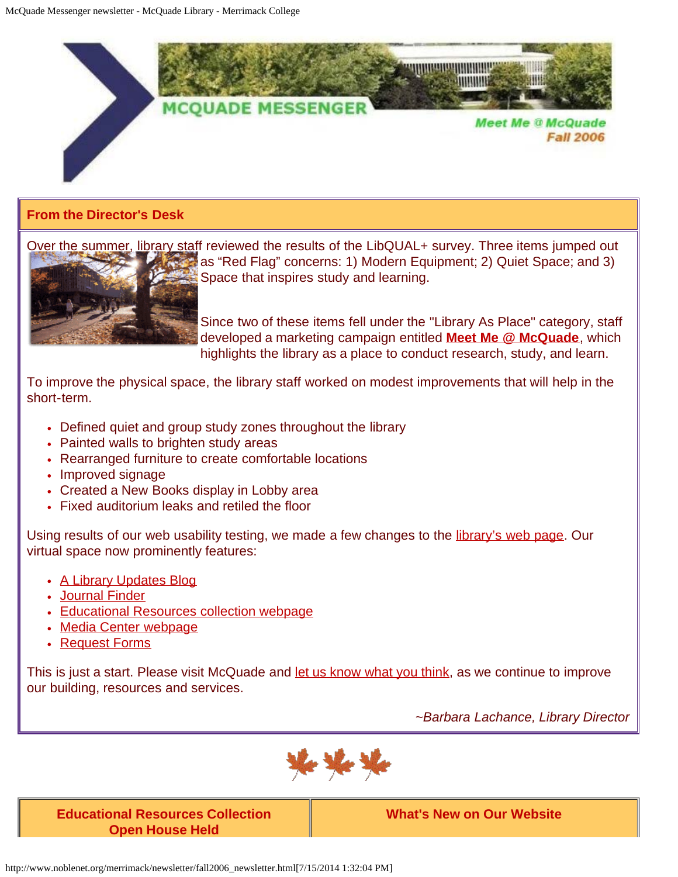# MCQUADE MESSENGER

*Meet Me @ McQuade*
*Fall 2006*

## From the Director's Desk

Over the summer, library staff reviewed the results of the LibQUAL+ survey. Three items jumped out as "Red Flag" concerns: 1) Modern Equipment; 2) Quiet Space; and 3) Space that inspires study and learning.

Since two of these items fell under the "Library As Place" category, staff developed a marketing campaign entitled **Meet Me @ McQuade**, which highlights the library as a place to conduct research, study, and learn.

To improve the physical space, the library staff worked on modest improvements that will help in the short-term.

- Defined quiet and group study zones throughout the library
- Painted walls to brighten study areas
- Rearranged furniture to create comfortable locations
- Improved signage
- Created a New Books display in Lobby area
- Fixed auditorium leaks and retiled the floor

Using results of our web usability testing, we made a few changes to the library's web page. Our virtual space now prominently features:

- A Library Updates Blog
- Journal Finder
- Educational Resources collection webpage
- Media Center webpage
- Request Forms

This is just a start. Please visit McQuade and let us know what you think, as we continue to improve our building, resources and services.

*~Barbara Lachance, Library Director*

| Educational Resources Collection Open House Held | What's New on Our Website |
|---|---|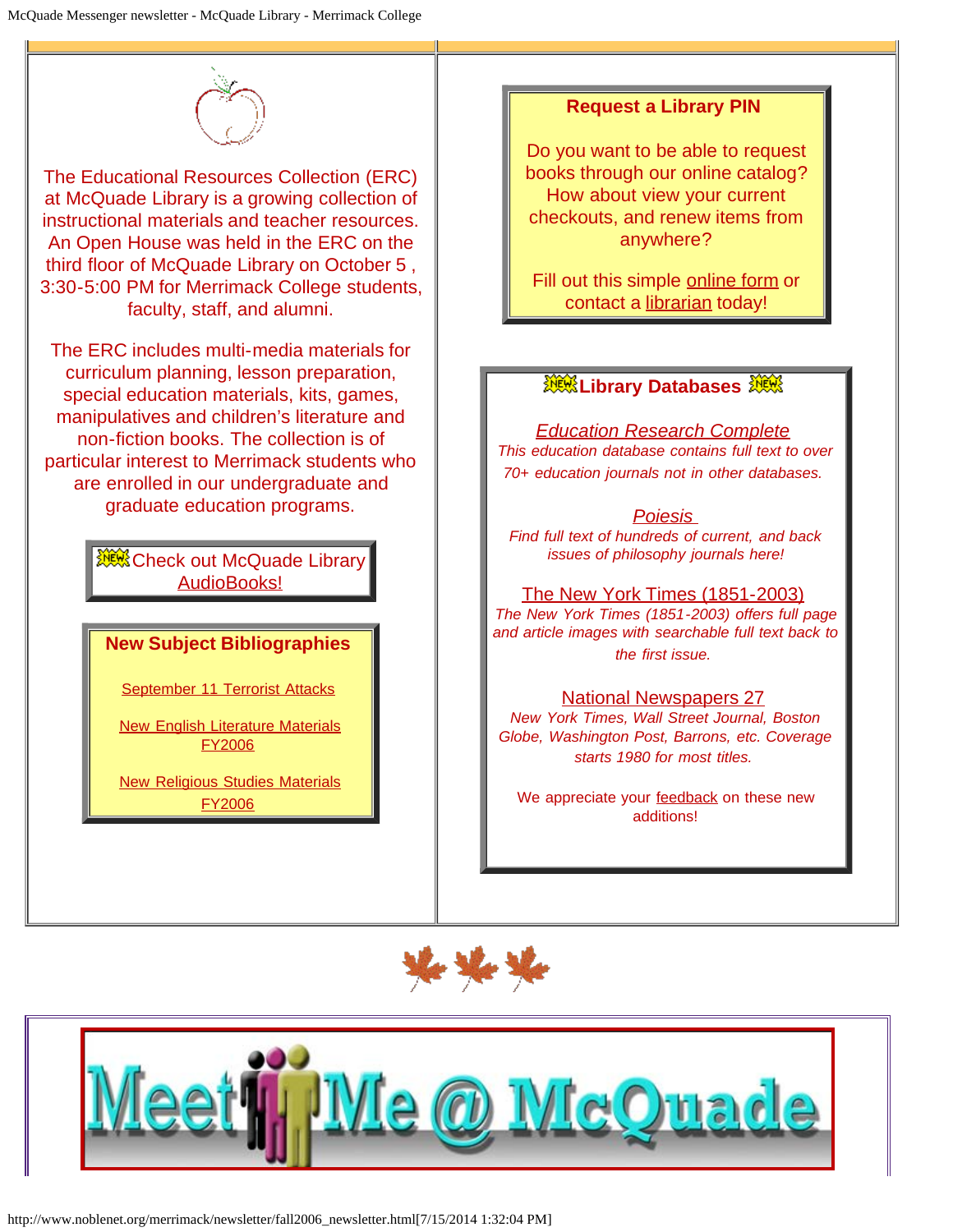The Educational Resources Collection (ERC) at McQuade Library is a growing collection of instructional materials and teacher resources. An Open House was held in the ERC on the third floor of McQuade Library on October 5 , 3:30-5:00 PM for Merrimack College students, faculty, staff, and alumni.

The ERC includes multi-media materials for curriculum planning, lesson preparation, special education materials, kits, games, manipulatives and children's literature and non-fiction books. The collection is of particular interest to Merrimack students who are enrolled in our undergraduate and graduate education programs.

NEW Check out McQuade Library AudioBooks!

### New Subject Bibliographies

September 11 Terrorist Attacks

New English Literature Materials FY2006

New Religious Studies Materials FY2006

### Request a Library PIN

Do you want to be able to request books through our online catalog? How about view your current checkouts, and renew items from anywhere?

Fill out this simple online form or contact a librarian today!

### NEW Library Databases NEW

*Education Research Complete*
*This education database contains full text to over 70+ education journals not in other databases.*

*Poiesis*
*Find full text of hundreds of current, and back issues of philosophy journals here!*

The New York Times (1851-2003)
*The New York Times (1851-2003) offers full page and article images with searchable full text back to the first issue.*

National Newspapers 27
*New York Times, Wall Street Journal, Boston Globe, Washington Post, Barrons, etc. Coverage starts 1980 for most titles.*

We appreciate your feedback on these new additions!

# Meet Me @ McQuade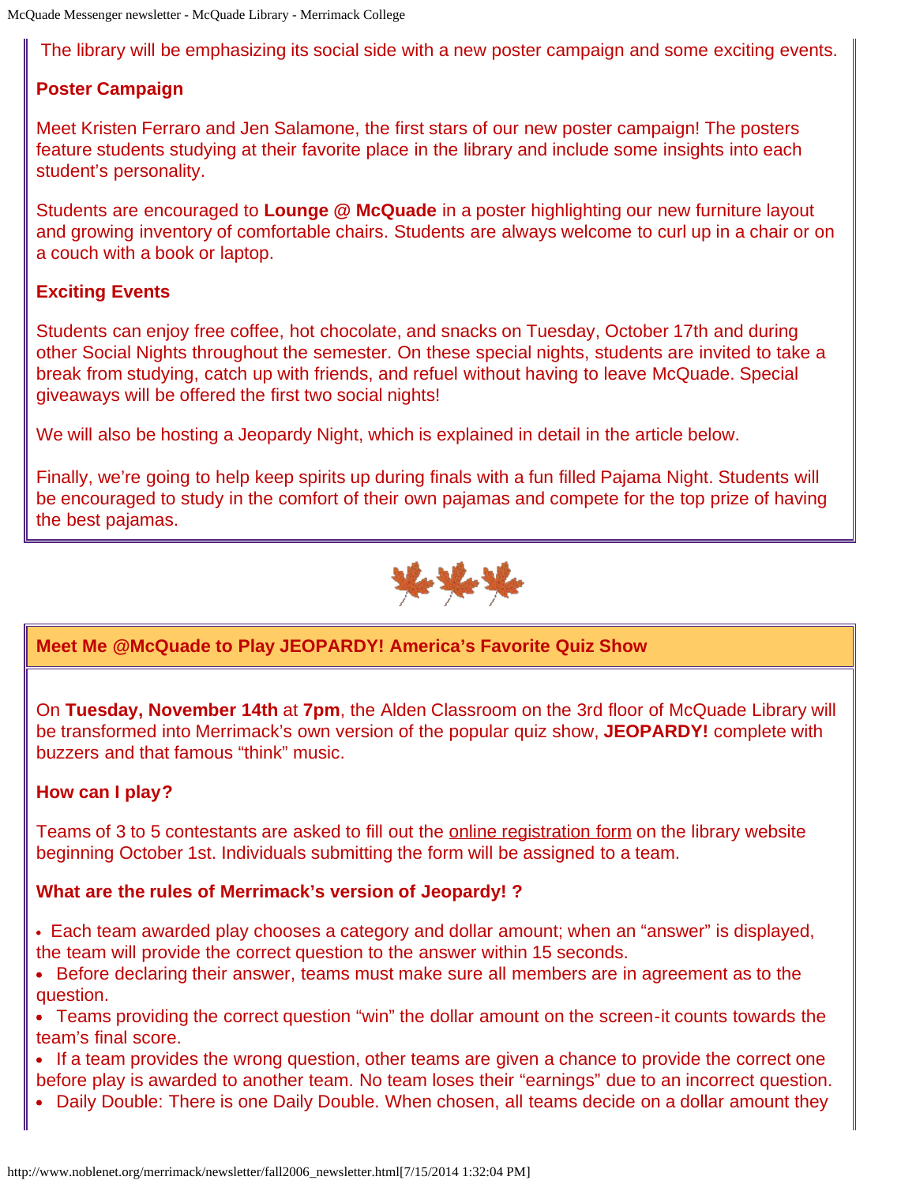The library will be emphasizing its social side with a new poster campaign and some exciting events.

### Poster Campaign

Meet Kristen Ferraro and Jen Salamone, the first stars of our new poster campaign! The posters feature students studying at their favorite place in the library and include some insights into each student's personality.

Students are encouraged to **Lounge @ McQuade** in a poster highlighting our new furniture layout and growing inventory of comfortable chairs. Students are always welcome to curl up in a chair or on a couch with a book or laptop.

### Exciting Events

Students can enjoy free coffee, hot chocolate, and snacks on Tuesday, October 17th and during other Social Nights throughout the semester. On these special nights, students are invited to take a break from studying, catch up with friends, and refuel without having to leave McQuade. Special giveaways will be offered the first two social nights!

We will also be hosting a Jeopardy Night, which is explained in detail in the article below.

Finally, we're going to help keep spirits up during finals with a fun filled Pajama Night. Students will be encouraged to study in the comfort of their own pajamas and compete for the top prize of having the best pajamas.

## Meet Me @McQuade to Play JEOPARDY! America's Favorite Quiz Show

On **Tuesday, November 14th** at **7pm**, the Alden Classroom on the 3rd floor of McQuade Library will be transformed into Merrimack's own version of the popular quiz show, **JEOPARDY!** complete with buzzers and that famous "think" music.

### How can I play?

Teams of 3 to 5 contestants are asked to fill out the online registration form on the library website beginning October 1st. Individuals submitting the form will be assigned to a team.

### What are the rules of Merrimack's version of Jeopardy! ?

- Each team awarded play chooses a category and dollar amount; when an "answer" is displayed, the team will provide the correct question to the answer within 15 seconds.
- Before declaring their answer, teams must make sure all members are in agreement as to the question.
- Teams providing the correct question "win" the dollar amount on the screen-it counts towards the team's final score.
- If a team provides the wrong question, other teams are given a chance to provide the correct one before play is awarded to another team. No team loses their "earnings" due to an incorrect question.
- Daily Double: There is one Daily Double. When chosen, all teams decide on a dollar amount they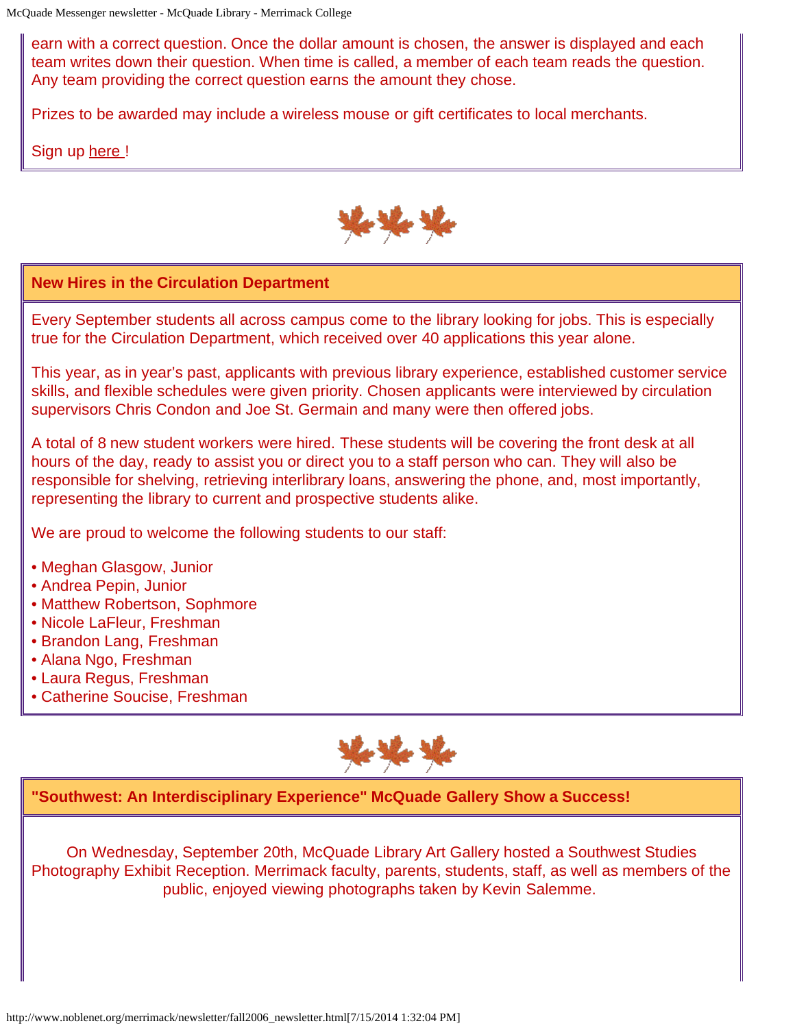earn with a correct question. Once the dollar amount is chosen, the answer is displayed and each team writes down their question. When time is called, a member of each team reads the question. Any team providing the correct question earns the amount they chose.

Prizes to be awarded may include a wireless mouse or gift certificates to local merchants.

Sign up here !

## New Hires in the Circulation Department

Every September students all across campus come to the library looking for jobs. This is especially true for the Circulation Department, which received over 40 applications this year alone.

This year, as in year's past, applicants with previous library experience, established customer service skills, and flexible schedules were given priority. Chosen applicants were interviewed by circulation supervisors Chris Condon and Joe St. Germain and many were then offered jobs.

A total of 8 new student workers were hired. These students will be covering the front desk at all hours of the day, ready to assist you or direct you to a staff person who can. They will also be responsible for shelving, retrieving interlibrary loans, answering the phone, and, most importantly, representing the library to current and prospective students alike.

We are proud to welcome the following students to our staff:

- Meghan Glasgow, Junior
- Andrea Pepin, Junior
- Matthew Robertson, Sophmore
- Nicole LaFleur, Freshman
- Brandon Lang, Freshman
- Alana Ngo, Freshman
- Laura Regus, Freshman
- Catherine Soucise, Freshman

## "Southwest: An Interdisciplinary Experience" McQuade Gallery Show a Success!

On Wednesday, September 20th, McQuade Library Art Gallery hosted a Southwest Studies Photography Exhibit Reception. Merrimack faculty, parents, students, staff, as well as members of the public, enjoyed viewing photographs taken by Kevin Salemme.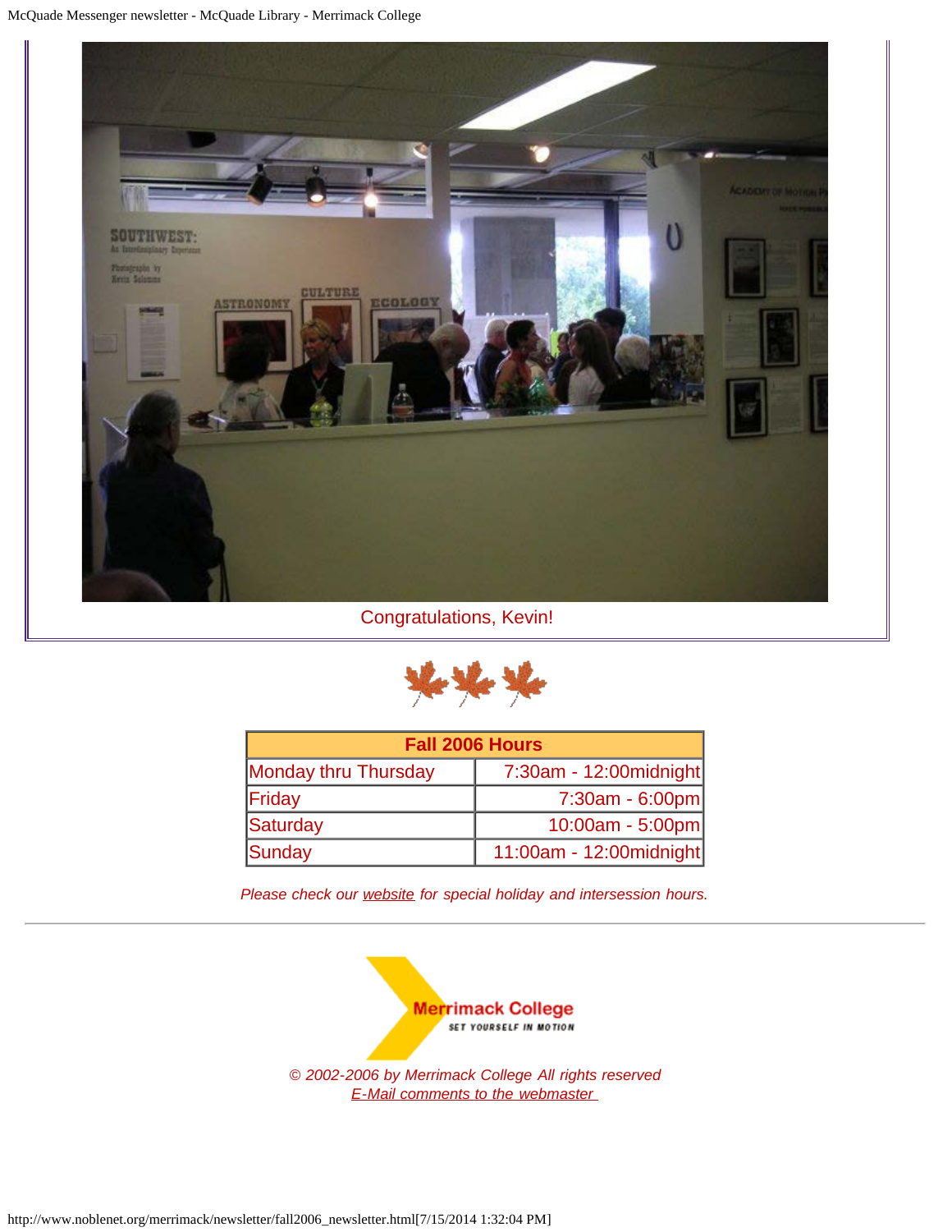Congratulations, Kevin!

| Fall 2006 Hours | |
|---|---|
| Monday thru Thursday | 7:30am - 12:00midnight |
| Friday | 7:30am - 6:00pm |
| Saturday | 10:00am - 5:00pm |
| Sunday | 11:00am - 12:00midnight |

*Please check our website for special holiday and intersession hours.*

---

*© 2002-2006 by Merrimack College All rights reserved*
*E-Mail comments to the webmaster*